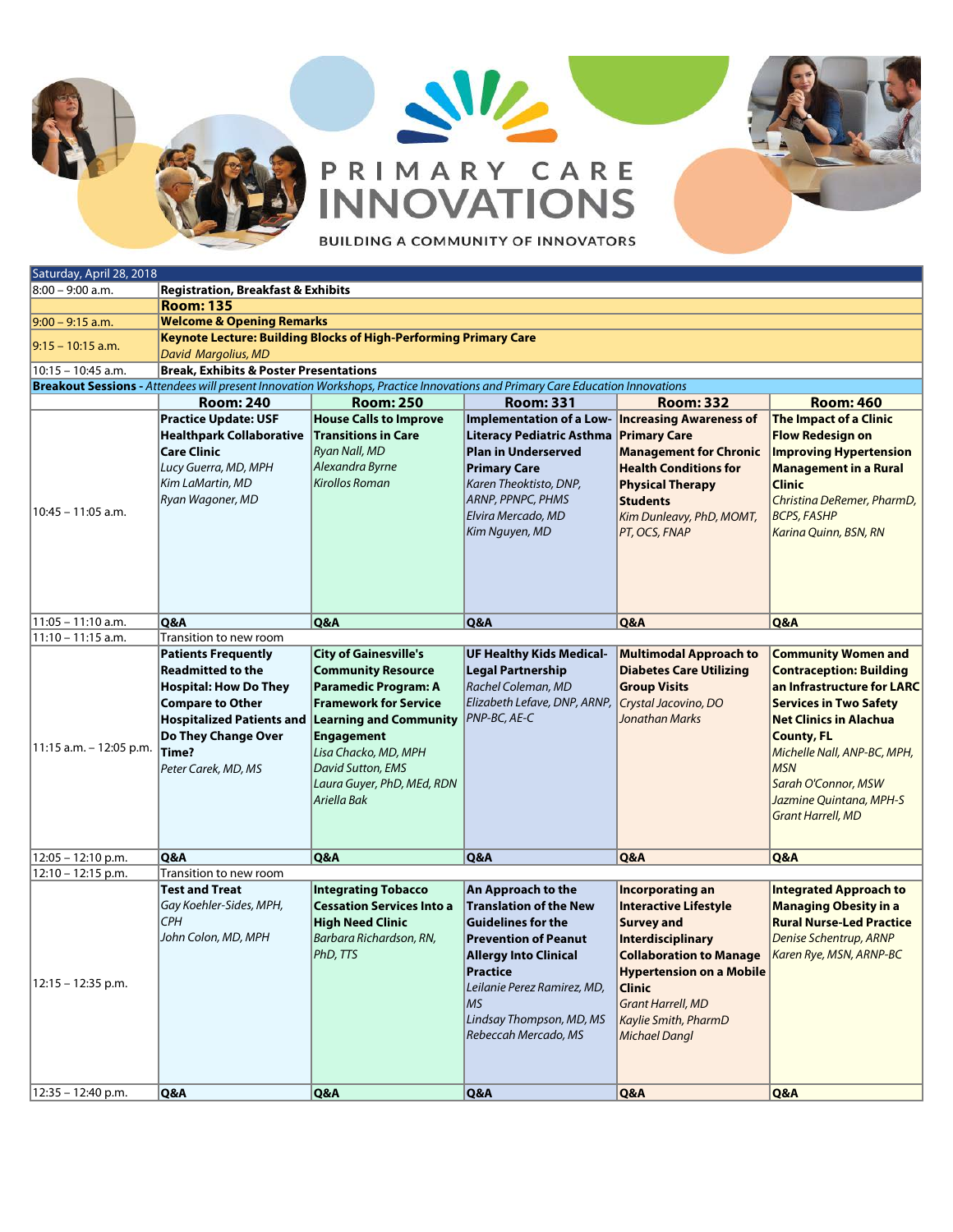# PRIMARY CARE INNOVATIONS

BUILDING A COMMUNITY OF INNOVATORS

| Saturday, April 28, 2018 | | | | | |
|---|---|---|---|---|---|
| 8:00 – 9:00 a.m. | **Registration, Breakfast & Exhibits** | | | | |
| | **Room: 135** | | | | |
| 9:00 – 9:15 a.m. | **Welcome & Opening Remarks** | | | | |
| 9:15 – 10:15 a.m. | **Keynote Lecture: Building Blocks of High-Performing Primary Care** *David Margolius, MD* | | | | |
| 10:15 – 10:45 a.m. | **Break, Exhibits & Poster Presentations** | | | | |
| **Breakout Sessions -** *Attendees will present Innovation Workshops, Practice Innovations and Primary Care Education Innovations* | | | | | |
| | **Room: 240** | **Room: 250** | **Room: 331** | **Room: 332** | **Room: 460** |
| 10:45 – 11:05 a.m. | **Practice Update: USF Healthpark Collaborative Care Clinic** *Lucy Guerra, MD, MPH* *Kim LaMartin, MD* *Ryan Wagoner, MD* | **House Calls to Improve Transitions in Care** *Ryan Nall, MD* *Alexandra Byrne* *Kirollos Roman* | **Implementation of a Low-Literacy Pediatric Asthma Plan in Underserved Primary Care** *Karen Theoktisto, DNP, ARNP, PPNPC, PHMS* *Elvira Mercado, MD* *Kim Nguyen, MD* | **Increasing Awareness of Primary Care Management for Chronic Health Conditions for Physical Therapy Students** *Kim Dunleavy, PhD, MOMT, PT, OCS, FNAP* | **The Impact of a Clinic Flow Redesign on Improving Hypertension Management in a Rural Clinic** *Christina DeRemer, PharmD, BCPS, FASHP* *Karina Quinn, BSN, RN* |
| 11:05 – 11:10 a.m. | **Q&A** | **Q&A** | **Q&A** | **Q&A** | **Q&A** |
| 11:10 – 11:15 a.m. | Transition to new room | | | | |
| 11:15 a.m. – 12:05 p.m. | **Patients Frequently Readmitted to the Hospital: How Do They Compare to Other Hospitalized Patients and Do They Change Over Time?** *Peter Carek, MD, MS* | **City of Gainesville's Community Resource Paramedic Program: A Framework for Service Learning and Community Engagement** *Lisa Chacko, MD, MPH* *David Sutton, EMS* *Laura Guyer, PhD, MEd, RDN* *Ariella Bak* | **UF Healthy Kids Medical-Legal Partnership** *Rachel Coleman, MD* *Elizabeth Lefave, DNP, ARNP, PNP-BC, AE-C* | **Multimodal Approach to Diabetes Care Utilizing Group Visits** *Crystal Jacovino, DO* *Jonathan Marks* | **Community Women and Contraception: Building an Infrastructure for LARC Services in Two Safety Net Clinics in Alachua County, FL** *Michelle Nall, ANP-BC, MPH, MSN* *Sarah O'Connor, MSW* *Jazmine Quintana, MPH-S* *Grant Harrell, MD* |
| 12:05 – 12:10 p.m. | **Q&A** | **Q&A** | **Q&A** | **Q&A** | **Q&A** |
| 12:10 – 12:15 p.m. | Transition to new room | | | | |
| 12:15 – 12:35 p.m. | **Test and Treat** *Gay Koehler-Sides, MPH, CPH* *John Colon, MD, MPH* | **Integrating Tobacco Cessation Services Into a High Need Clinic** *Barbara Richardson, RN, PhD, TTS* | **An Approach to the Translation of the New Guidelines for the Prevention of Peanut Allergy Into Clinical Practice** *Leilanie Perez Ramirez, MD, MS* *Lindsay Thompson, MD, MS* *Rebeccah Mercado, MS* | **Incorporating an Interactive Lifestyle Survey and Interdisciplinary Collaboration to Manage Hypertension on a Mobile Clinic** *Grant Harrell, MD* *Kaylie Smith, PharmD* *Michael Dangl* | **Integrated Approach to Managing Obesity in a Rural Nurse-Led Practice** *Denise Schentrup, ARNP* *Karen Rye, MSN, ARNP-BC* |
| 12:35 – 12:40 p.m. | **Q&A** | **Q&A** | **Q&A** | **Q&A** | **Q&A** |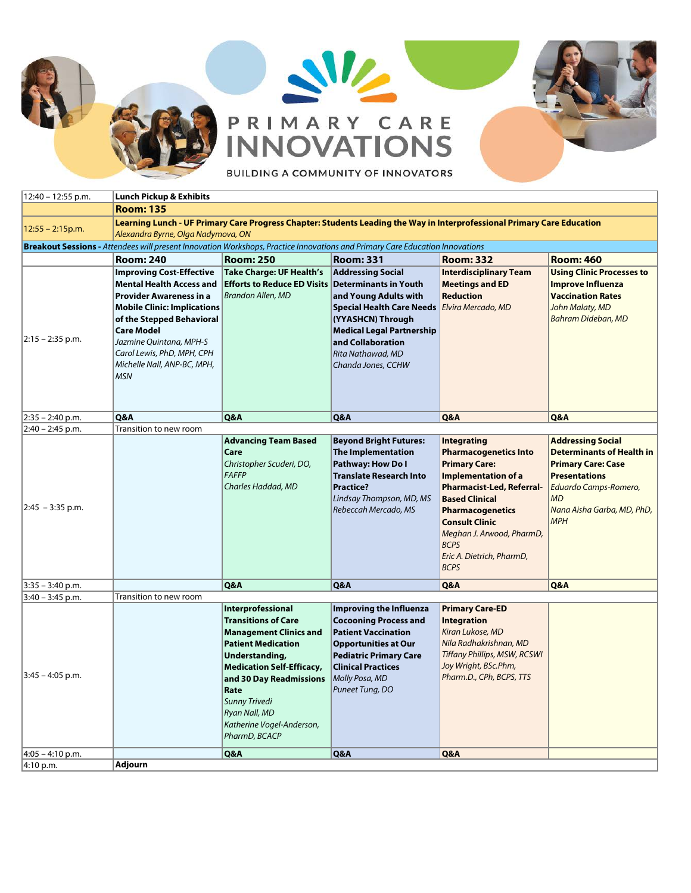# PRIMARY CARE INNOVATIONS

BUILDING A COMMUNITY OF INNOVATORS

| | | | | | |
|---|---|---|---|---|---|
| 12:40 – 12:55 p.m. | **Lunch Pickup & Exhibits** | | | | |
| | **Room: 135** | | | | |
| 12:55 – 2:15p.m. | **Learning Lunch - UF Primary Care Progress Chapter: Students Leading the Way in Interprofessional Primary Care Education** *Alexandra Byrne, Olga Nadymova, ON* | | | | |
| **Breakout Sessions** - *Attendees will present Innovation Workshops, Practice Innovations and Primary Care Education Innovations* | | | | | |
| | **Room: 240** | **Room: 250** | **Room: 331** | **Room: 332** | **Room: 460** |
| 2:15 – 2:35 p.m. | **Improving Cost-Effective Mental Health Access and Provider Awareness in a Mobile Clinic: Implications of the Stepped Behavioral Care Model** *Jazmine Quintana, MPH-S Carol Lewis, PhD, MPH, CPH Michelle Nall, ANP-BC, MPH, MSN* | **Take Charge: UF Health's Efforts to Reduce ED Visits** *Brandon Allen, MD* | **Addressing Social Determinants in Youth and Young Adults with Special Health Care Needs (YYASHCN) Through Medical Legal Partnership and Collaboration** *Rita Nathawad, MD Chanda Jones, CCHW* | **Interdisciplinary Team Meetings and ED Reduction** *Elvira Mercado, MD* | **Using Clinic Processes to Improve Influenza Vaccination Rates** *John Malaty, MD Bahram Dideban, MD* |
| 2:35 – 2:40 p.m. | **Q&A** | **Q&A** | **Q&A** | **Q&A** | **Q&A** |
| 2:40 – 2:45 p.m. | Transition to new room | | | | |
| 2:45 – 3:35 p.m. | | **Advancing Team Based Care** *Christopher Scuderi, DO, FAFFP Charles Haddad, MD* | **Beyond Bright Futures: The Implementation Pathway: How Do I Translate Research Into Practice?** *Lindsay Thompson, MD, MS Rebeccah Mercado, MS* | **Integrating Pharmacogenetics Into Primary Care: Implementation of a Pharmacist-Led, Referral-Based Clinical Pharmacogenetics Consult Clinic** *Meghan J. Arwood, PharmD, BCPS Eric A. Dietrich, PharmD, BCPS* | **Addressing Social Determinants of Health in Primary Care: Case Presentations** *Eduardo Camps-Romero, MD Nana Aisha Garba, MD, PhD, MPH* |
| 3:35 – 3:40 p.m. | | **Q&A** | **Q&A** | **Q&A** | **Q&A** |
| 3:40 – 3:45 p.m. | Transition to new room | | | | |
| 3:45 – 4:05 p.m. | | **Interprofessional Transitions of Care Management Clinics and Patient Medication Understanding, Medication Self-Efficacy, and 30 Day Readmissions Rate** *Sunny Trivedi Ryan Nall, MD Katherine Vogel-Anderson, PharmD, BCACP* | **Improving the Influenza Cocooning Process and Patient Vaccination Opportunities at Our Pediatric Primary Care Clinical Practices** *Molly Posa, MD Puneet Tung, DO* | **Primary Care-ED Integration** *Kiran Lukose, MD Nila Radhakrishnan, MD Tiffany Phillips, MSW, RCSWI Joy Wright, BSc.Phm, Pharm.D., CPh, BCPS, TTS* | |
| 4:05 – 4:10 p.m. | | **Q&A** | **Q&A** | **Q&A** | |
| 4:10 p.m. | **Adjourn** | | | | |